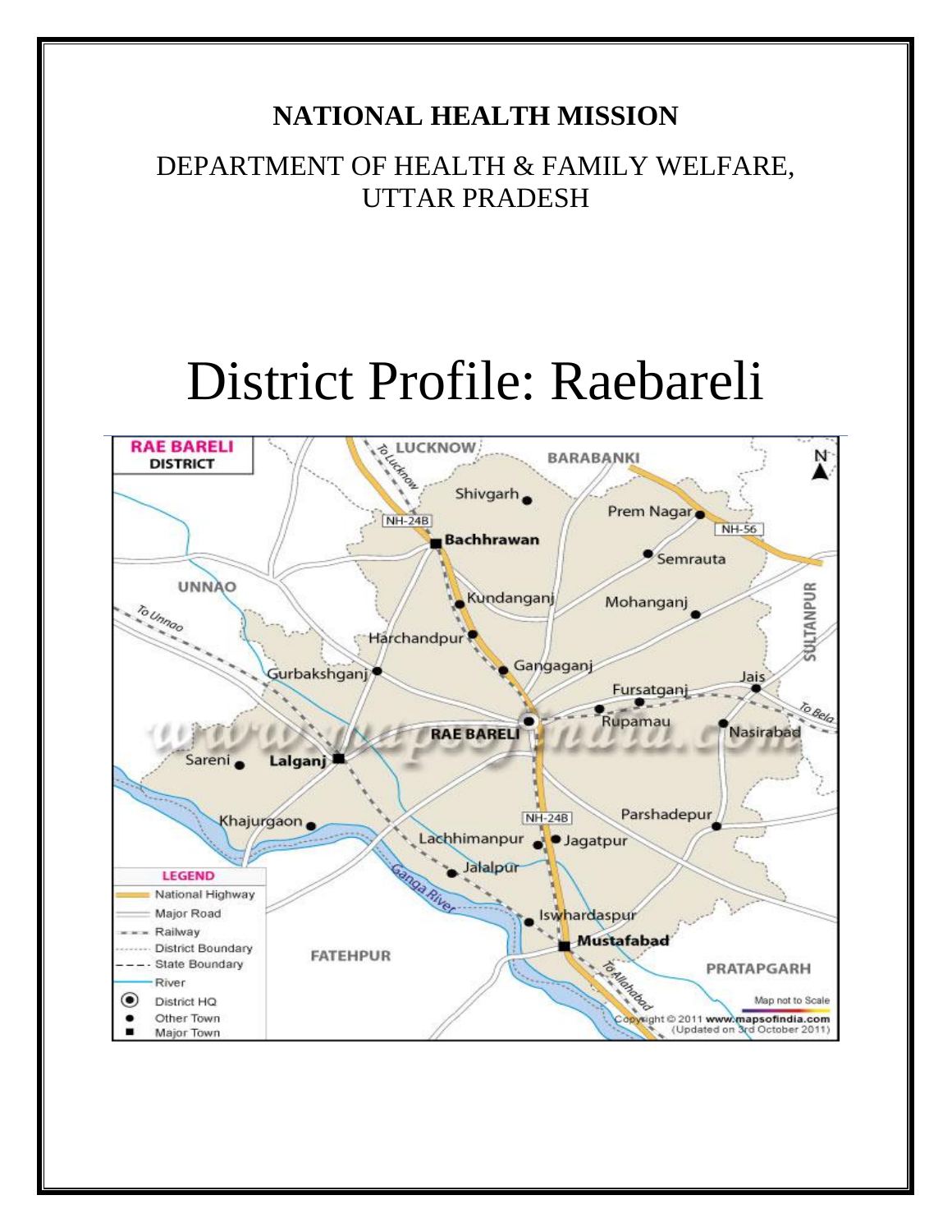**NATIONAL HEALTH MISSION**

DEPARTMENT OF HEALTH & FAMILY WELFARE, UTTAR PRADESH

# District Profile: Raebareli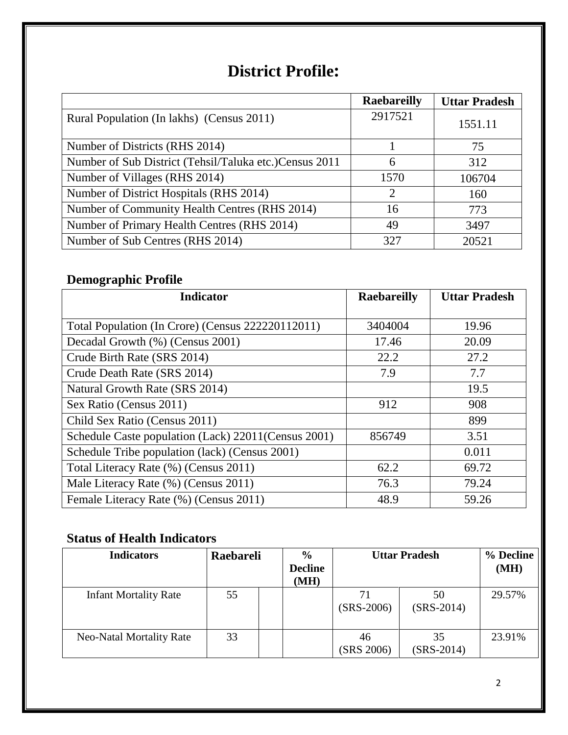# District Profile:

| | Raebareilly | Uttar Pradesh |
|---|---|---|
| Rural Population (In lakhs) (Census 2011) | 2917521 | 1551.11 |
| Number of Districts (RHS 2014) | 1 | 75 |
| Number of Sub District (Tehsil/Taluka etc.)Census 2011 | 6 | 312 |
| Number of Villages (RHS 2014) | 1570 | 106704 |
| Number of District Hospitals (RHS 2014) | 2 | 160 |
| Number of Community Health Centres (RHS 2014) | 16 | 773 |
| Number of Primary Health Centres (RHS 2014) | 49 | 3497 |
| Number of Sub Centres (RHS 2014) | 327 | 20521 |

## Demographic Profile

| Indicator | Raebareilly | Uttar Pradesh |
|---|---|---|
| Total Population (In Crore) (Census 222220112011) | 3404004 | 19.96 |
| Decadal Growth (%) (Census 2001) | 17.46 | 20.09 |
| Crude Birth Rate (SRS 2014) | 22.2 | 27.2 |
| Crude Death Rate (SRS 2014) | 7.9 | 7.7 |
| Natural Growth Rate (SRS 2014) | | 19.5 |
| Sex Ratio (Census 2011) | 912 | 908 |
| Child Sex Ratio (Census 2011) | | 899 |
| Schedule Caste population (Lack) 22011(Census 2001) | 856749 | 3.51 |
| Schedule Tribe population (lack) (Census 2001) | | 0.011 |
| Total Literacy Rate (%) (Census 2011) | 62.2 | 69.72 |
| Male Literacy Rate (%) (Census 2011) | 76.3 | 79.24 |
| Female Literacy Rate (%) (Census 2011) | 48.9 | 59.26 |

## Status of Health Indicators

| Indicators | Raebareli | | % Decline (MH) | Uttar Pradesh | | % Decline (MH) |
|---|---|---|---|---|---|---|
| Infant Mortality Rate | 55 | | | 71 (SRS-2006) | 50 (SRS-2014) | 29.57% |
| Neo-Natal Mortality Rate | 33 | | | 46 (SRS 2006) | 35 (SRS-2014) | 23.91% |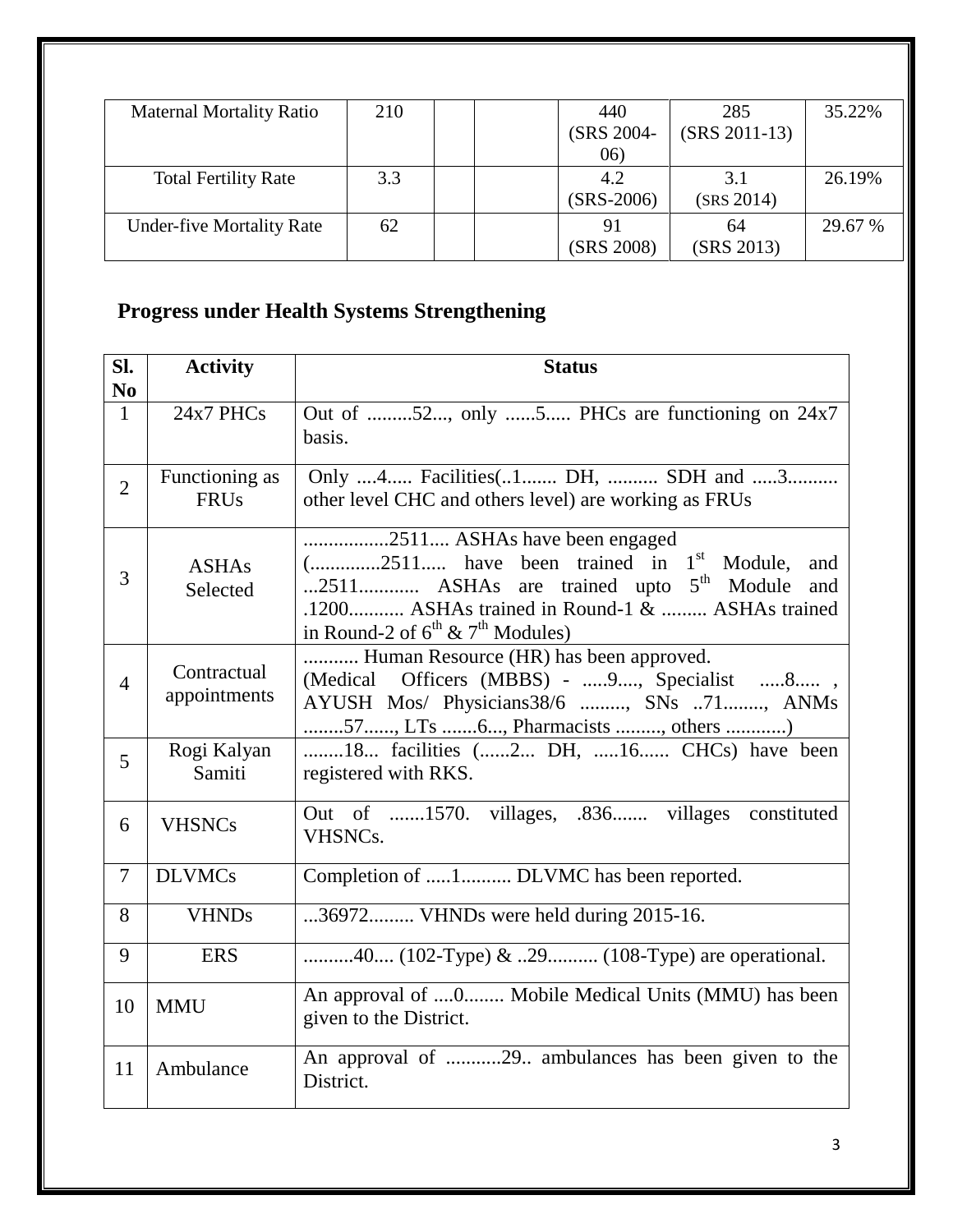| Maternal Mortality Ratio | 210 | | | 440 (SRS 2004-06) | 285 (SRS 2011-13) | 35.22% |
|---|---|---|---|---|---|---|
| Total Fertility Rate | 3.3 | | | 4.2 (SRS-2006) | 3.1 (SRS 2014) | 26.19% |
| Under-five Mortality Rate | 62 | | | 91 (SRS 2008) | 64 (SRS 2013) | 29.67 % |

## Progress under Health Systems Strengthening

| Sl. No | Activity | Status |
|---|---|---|
| 1 | 24x7 PHCs | Out of .........52..., only ......5..... PHCs are functioning on 24x7 basis. |
| 2 | Functioning as FRUs | Only ....4..... Facilities(..1....... DH, .......... SDH and .....3.......... other level CHC and others level) are working as FRUs |
| 3 | ASHAs Selected | ................2511.... ASHAs have been engaged (.............2511..... have been trained in 1st Module, and ...2511............ ASHAs are trained upto 5th Module and .1200........... ASHAs trained in Round-1 & ......... ASHAs trained in Round-2 of 6th & 7th Modules) |
| 4 | Contractual appointments | ........... Human Resource (HR) has been approved. (Medical Officers (MBBS) - .....9...., Specialist .....8..... , AYUSH Mos/ Physicians38/6 ........., SNs ..71........, ANMs ........57......, LTs .......6..., Pharmacists ........., others ............) |
| 5 | Rogi Kalyan Samiti | ........18... facilities (......2... DH, .....16...... CHCs) have been registered with RKS. |
| 6 | VHSNCs | Out of .......1570. villages, .836....... villages constituted VHSNCs. |
| 7 | DLVMCs | Completion of .....1.......... DLVMC has been reported. |
| 8 | VHNDs | ...36972......... VHNDs were held during 2015-16. |
| 9 | ERS | ..........40.... (102-Type) & ..29.......... (108-Type) are operational. |
| 10 | MMU | An approval of ....0........ Mobile Medical Units (MMU) has been given to the District. |
| 11 | Ambulance | An approval of ...........29.. ambulances has been given to the District. |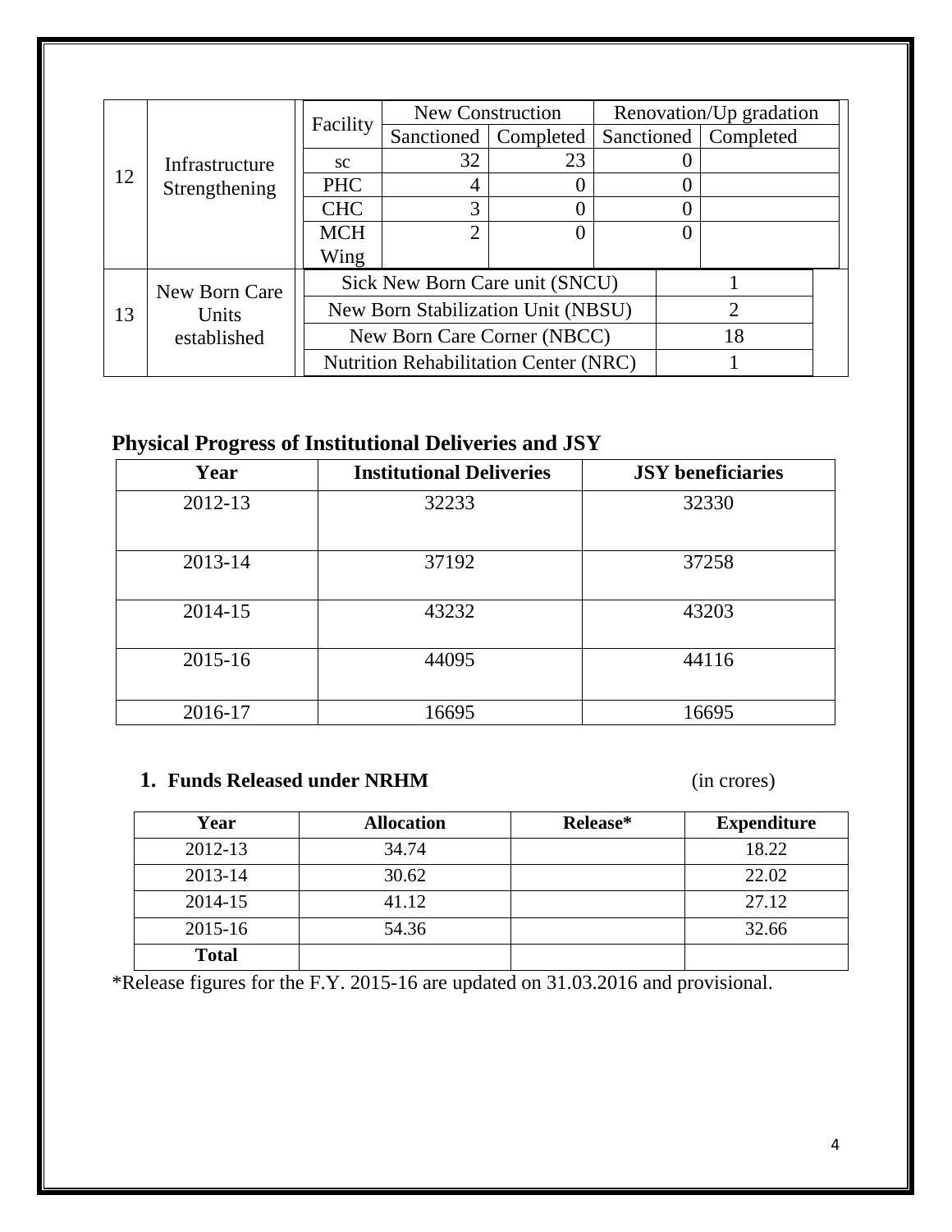| | | | | | | |
|---|---|---|---|---|---|---|
| 12 | Infrastructure Strengthening | Facility | New Construction | | Renovation/Up gradation | |
| | | | Sanctioned | Completed | Sanctioned | Completed |
| | | sc | 32 | 23 | 0 | |
| | | PHC | 4 | 0 | 0 | |
| | | CHC | 3 | 0 | 0 | |
| | | MCH Wing | 2 | 0 | 0 | |
| 13 | New Born Care Units established | Sick New Born Care unit (SNCU) | | | 1 | |
| | | New Born Stabilization Unit (NBSU) | | | 2 | |
| | | New Born Care Corner (NBCC) | | | 18 | |
| | | Nutrition Rehabilitation Center (NRC) | | | 1 | |

## Physical Progress of Institutional Deliveries and JSY

| Year | Institutional Deliveries | JSY beneficiaries |
|---|---|---|
| 2012-13 | 32233 | 32330 |
| 2013-14 | 37192 | 37258 |
| 2014-15 | 43232 | 43203 |
| 2015-16 | 44095 | 44116 |
| 2016-17 | 16695 | 16695 |

### 1. Funds Released under NRHM (in crores)

| Year | Allocation | Release* | Expenditure |
|---|---|---|---|
| 2012-13 | 34.74 | | 18.22 |
| 2013-14 | 30.62 | | 22.02 |
| 2014-15 | 41.12 | | 27.12 |
| 2015-16 | 54.36 | | 32.66 |
| **Total** | | | |

*Release figures for the F.Y. 2015-16 are updated on 31.03.2016 and provisional.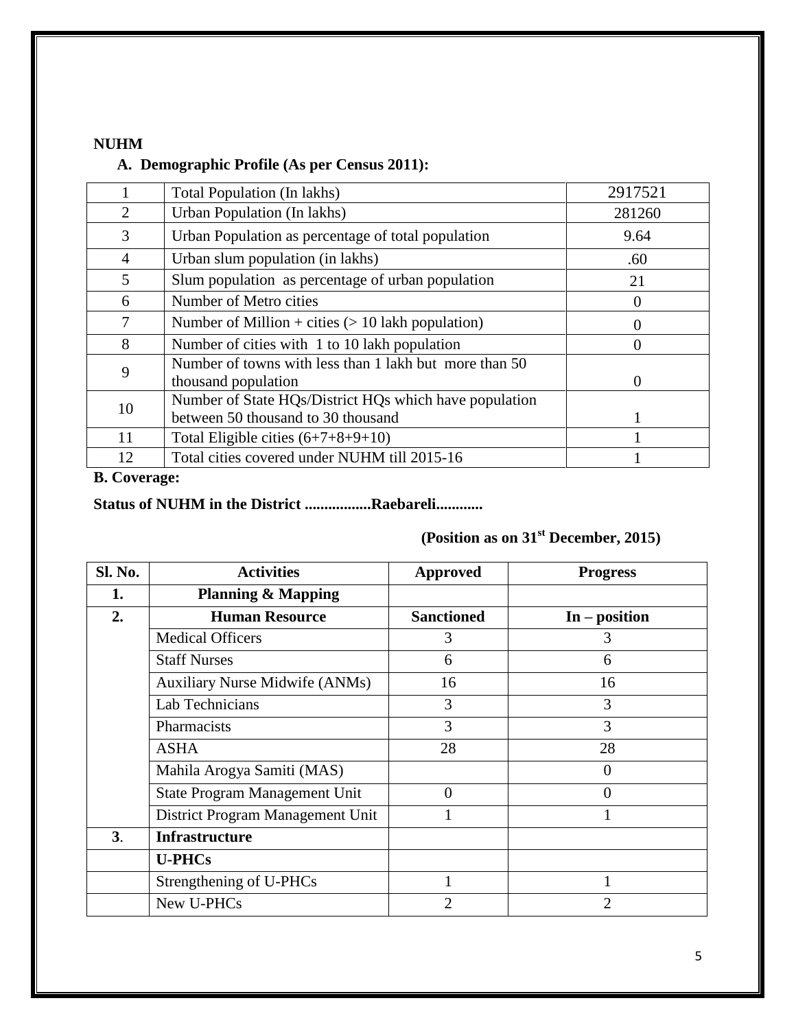**NUHM**

**A. Demographic Profile (As per Census 2011):**

| | | |
|---|---|---|
| 1 | Total Population (In lakhs) | 2917521 |
| 2 | Urban Population (In lakhs) | 281260 |
| 3 | Urban Population as percentage of total population | 9.64 |
| 4 | Urban slum population (in lakhs) | .60 |
| 5 | Slum population as percentage of urban population | 21 |
| 6 | Number of Metro cities | 0 |
| 7 | Number of Million + cities (> 10 lakh population) | 0 |
| 8 | Number of cities with 1 to 10 lakh population | 0 |
| 9 | Number of towns with less than 1 lakh but more than 50 thousand population | 0 |
| 10 | Number of State HQs/District HQs which have population between 50 thousand to 30 thousand | 1 |
| 11 | Total Eligible cities (6+7+8+9+10) | 1 |
| 12 | Total cities covered under NUHM till 2015-16 | 1 |

**B. Coverage:**

**Status of NUHM in the District .................Raebareli............**

**(Position as on 31st December, 2015)**

| Sl. No. | Activities | Approved | Progress |
|---|---|---|---|
| **1.** | **Planning & Mapping** | | |
| **2.** | **Human Resource** | **Sanctioned** | **In – position** |
| | Medical Officers | 3 | 3 |
| | Staff Nurses | 6 | 6 |
| | Auxiliary Nurse Midwife (ANMs) | 16 | 16 |
| | Lab Technicians | 3 | 3 |
| | Pharmacists | 3 | 3 |
| | ASHA | 28 | 28 |
| | Mahila Arogya Samiti (MAS) | | 0 |
| | State Program Management Unit | 0 | 0 |
| | District Program Management Unit | 1 | 1 |
| **3**. | **Infrastructure** | | |
| | **U-PHCs** | | |
| | Strengthening of U-PHCs | 1 | 1 |
| | New U-PHCs | 2 | 2 |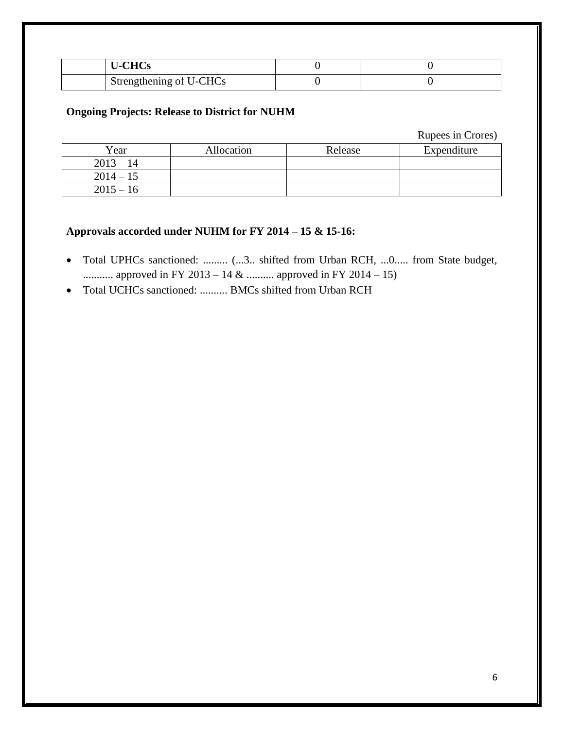| | | | |
|---|---|---|---|
| | **U-CHCs** | 0 | 0 |
| | Strengthening of U-CHCs | 0 | 0 |

**Ongoing Projects: Release to District for NUHM**

Rupees in Crores)

| Year | Allocation | Release | Expenditure |
|---|---|---|---|
| 2013 – 14 | | | |
| 2014 – 15 | | | |
| 2015 – 16 | | | |

**Approvals accorded under NUHM for FY 2014 – 15 & 15-16:**

- Total UPHCs sanctioned: ......... (...3.. shifted from Urban RCH, ...0..... from State budget, ........... approved in FY 2013 – 14 & .......... approved in FY 2014 – 15)
- Total UCHCs sanctioned: .......... BMCs shifted from Urban RCH